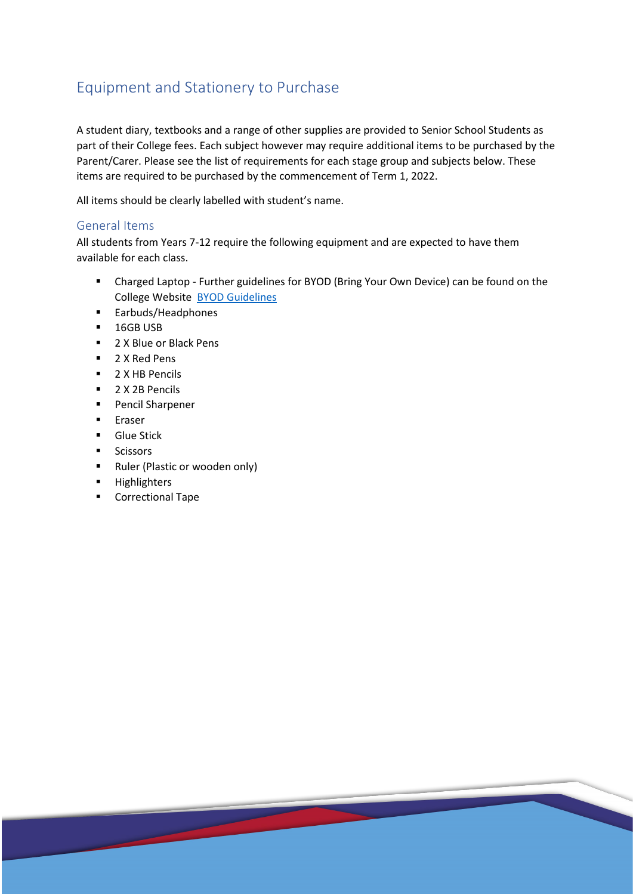# Equipment and Stationery to Purchase

A student diary, textbooks and a range of other supplies are provided to Senior School Students as part of their College fees. Each subject however may require additional items to be purchased by the Parent/Carer. Please see the list of requirements for each stage group and subjects below. These items are required to be purchased by the commencement of Term 1, 2022.

All items should be clearly labelled with student's name.

## General Items

All students from Years 7-12 require the following equipment and are expected to have them available for each class.

- Charged Laptop - Further guidelines for BYOD (Bring Your Own Device) can be found on the College Website [BYOD Guidelines]
- Earbuds/Headphones
- 16GB USB
- 2 X Blue or Black Pens
- 2 X Red Pens
- 2 X HB Pencils
- 2 X 2B Pencils
- Pencil Sharpener
- Eraser
- Glue Stick
- Scissors
- Ruler (Plastic or wooden only)
- Highlighters
- Correctional Tape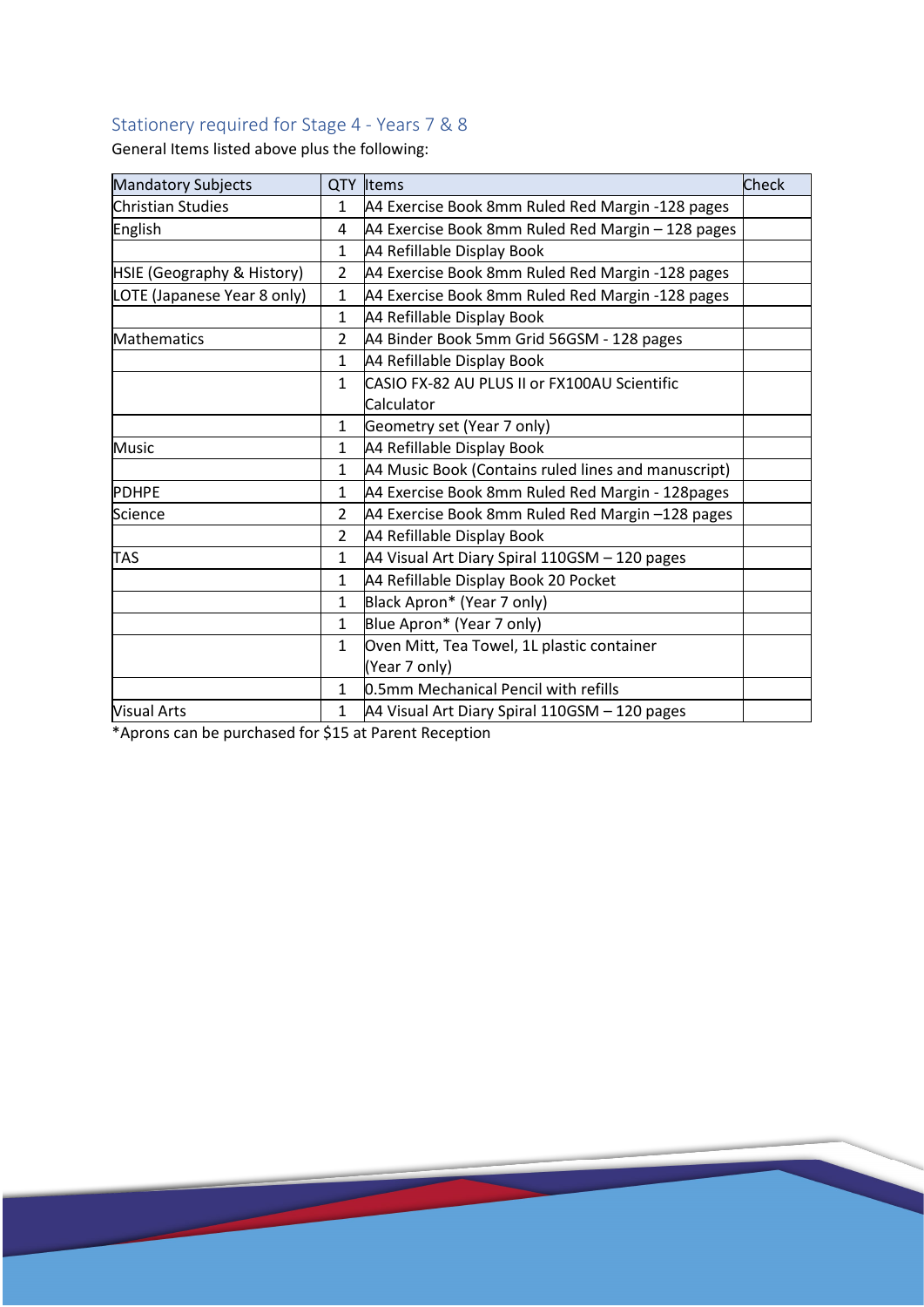## Stationery required for Stage 4 - Years 7 & 8

General Items listed above plus the following:

| Mandatory Subjects | QTY | Items | Check |
|---|---|---|---|
| Christian Studies | 1 | A4 Exercise Book 8mm Ruled Red Margin -128 pages | |
| English | 4 | A4 Exercise Book 8mm Ruled Red Margin – 128 pages | |
| | 1 | A4 Refillable Display Book | |
| HSIE (Geography & History) | 2 | A4 Exercise Book 8mm Ruled Red Margin -128 pages | |
| LOTE (Japanese Year 8 only) | 1 | A4 Exercise Book 8mm Ruled Red Margin -128 pages | |
| | 1 | A4 Refillable Display Book | |
| Mathematics | 2 | A4 Binder Book 5mm Grid 56GSM - 128 pages | |
| | 1 | A4 Refillable Display Book | |
| | 1 | CASIO FX-82 AU PLUS II or FX100AU Scientific Calculator | |
| | 1 | Geometry set (Year 7 only) | |
| Music | 1 | A4 Refillable Display Book | |
| | 1 | A4 Music Book (Contains ruled lines and manuscript) | |
| PDHPE | 1 | A4 Exercise Book 8mm Ruled Red Margin - 128pages | |
| Science | 2 | A4 Exercise Book 8mm Ruled Red Margin –128 pages | |
| | 2 | A4 Refillable Display Book | |
| TAS | 1 | A4 Visual Art Diary Spiral 110GSM – 120 pages | |
| | 1 | A4 Refillable Display Book 20 Pocket | |
| | 1 | Black Apron* (Year 7 only) | |
| | 1 | Blue Apron* (Year 7 only) | |
| | 1 | Oven Mitt, Tea Towel, 1L plastic container (Year 7 only) | |
| | 1 | 0.5mm Mechanical Pencil with refills | |
| Visual Arts | 1 | A4 Visual Art Diary Spiral 110GSM – 120 pages | |

*Aprons can be purchased for $15 at Parent Reception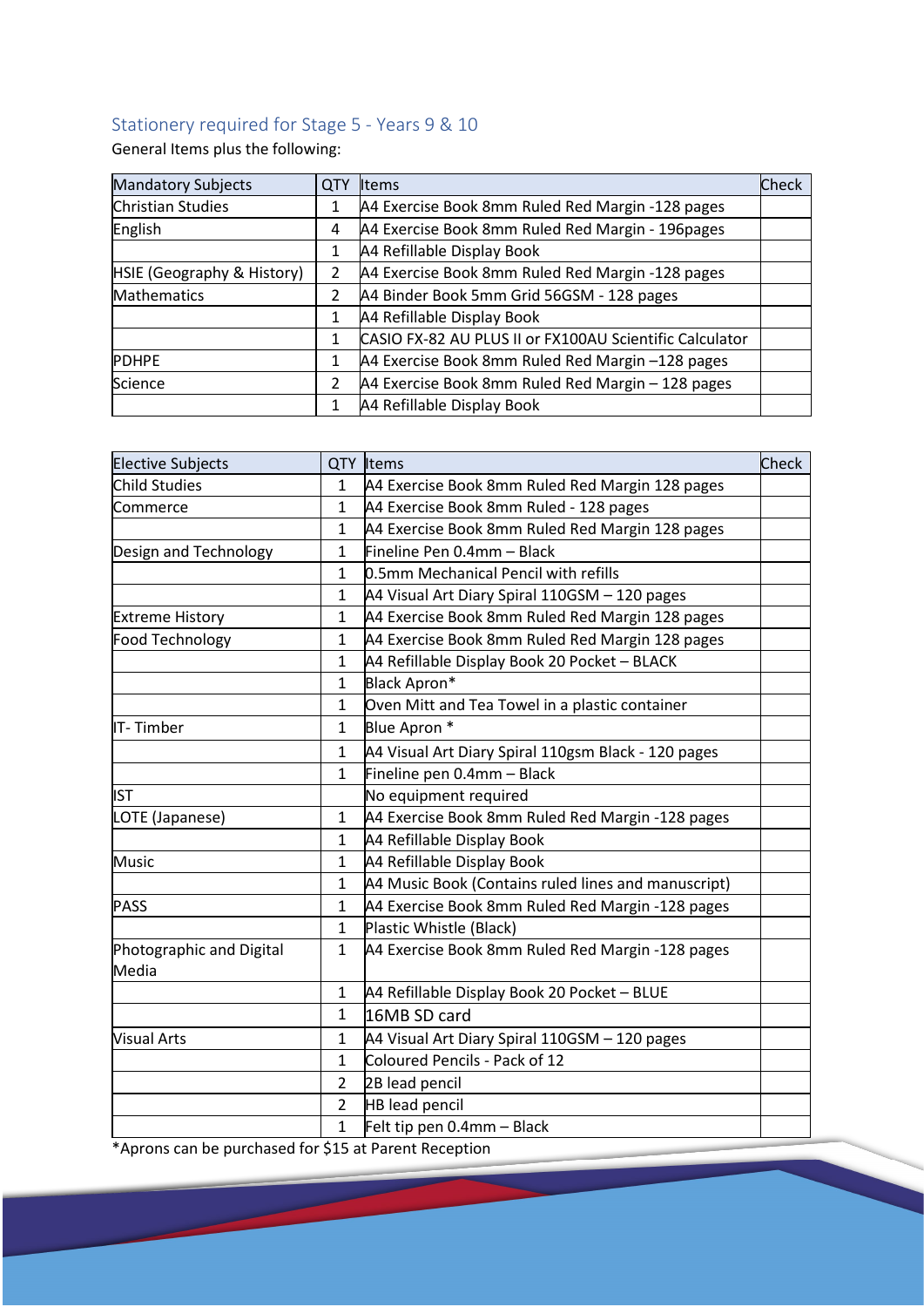## Stationery required for Stage 5 - Years 9 & 10

General Items plus the following:

| Mandatory Subjects | QTY | Items | Check |
|---|---|---|---|
| Christian Studies | 1 | A4 Exercise Book 8mm Ruled Red Margin -128 pages | |
| English | 4 | A4 Exercise Book 8mm Ruled Red Margin - 196pages | |
| | 1 | A4 Refillable Display Book | |
| HSIE (Geography & History) | 2 | A4 Exercise Book 8mm Ruled Red Margin -128 pages | |
| Mathematics | 2 | A4 Binder Book 5mm Grid 56GSM - 128 pages | |
| | 1 | A4 Refillable Display Book | |
| | 1 | CASIO FX-82 AU PLUS II or FX100AU Scientific Calculator | |
| PDHPE | 1 | A4 Exercise Book 8mm Ruled Red Margin –128 pages | |
| Science | 2 | A4 Exercise Book 8mm Ruled Red Margin – 128 pages | |
| | 1 | A4 Refillable Display Book | |

| Elective Subjects | QTY | Items | Check |
|---|---|---|---|
| Child Studies | 1 | A4 Exercise Book 8mm Ruled Red Margin 128 pages | |
| Commerce | 1 | A4 Exercise Book 8mm Ruled - 128 pages | |
| | 1 | A4 Exercise Book 8mm Ruled Red Margin 128 pages | |
| Design and Technology | 1 | Fineline Pen 0.4mm – Black | |
| | 1 | 0.5mm Mechanical Pencil with refills | |
| | 1 | A4 Visual Art Diary Spiral 110GSM – 120 pages | |
| Extreme History | 1 | A4 Exercise Book 8mm Ruled Red Margin 128 pages | |
| Food Technology | 1 | A4 Exercise Book 8mm Ruled Red Margin 128 pages | |
| | 1 | A4 Refillable Display Book 20 Pocket – BLACK | |
| | 1 | Black Apron* | |
| | 1 | Oven Mitt and Tea Towel in a plastic container | |
| IT- Timber | 1 | Blue Apron * | |
| | 1 | A4 Visual Art Diary Spiral 110gsm Black - 120 pages | |
| | 1 | Fineline pen 0.4mm – Black | |
| IST | | No equipment required | |
| LOTE (Japanese) | 1 | A4 Exercise Book 8mm Ruled Red Margin -128 pages | |
| | 1 | A4 Refillable Display Book | |
| Music | 1 | A4 Refillable Display Book | |
| | 1 | A4 Music Book (Contains ruled lines and manuscript) | |
| PASS | 1 | A4 Exercise Book 8mm Ruled Red Margin -128 pages | |
| | 1 | Plastic Whistle (Black) | |
| Photographic and Digital Media | 1 | A4 Exercise Book 8mm Ruled Red Margin -128 pages | |
| | 1 | A4 Refillable Display Book 20 Pocket – BLUE | |
| | 1 | 16MB SD card | |
| Visual Arts | 1 | A4 Visual Art Diary Spiral 110GSM – 120 pages | |
| | 1 | Coloured Pencils - Pack of 12 | |
| | 2 | 2B lead pencil | |
| | 2 | HB lead pencil | |
| | 1 | Felt tip pen 0.4mm – Black | |

*Aprons can be purchased for $15 at Parent Reception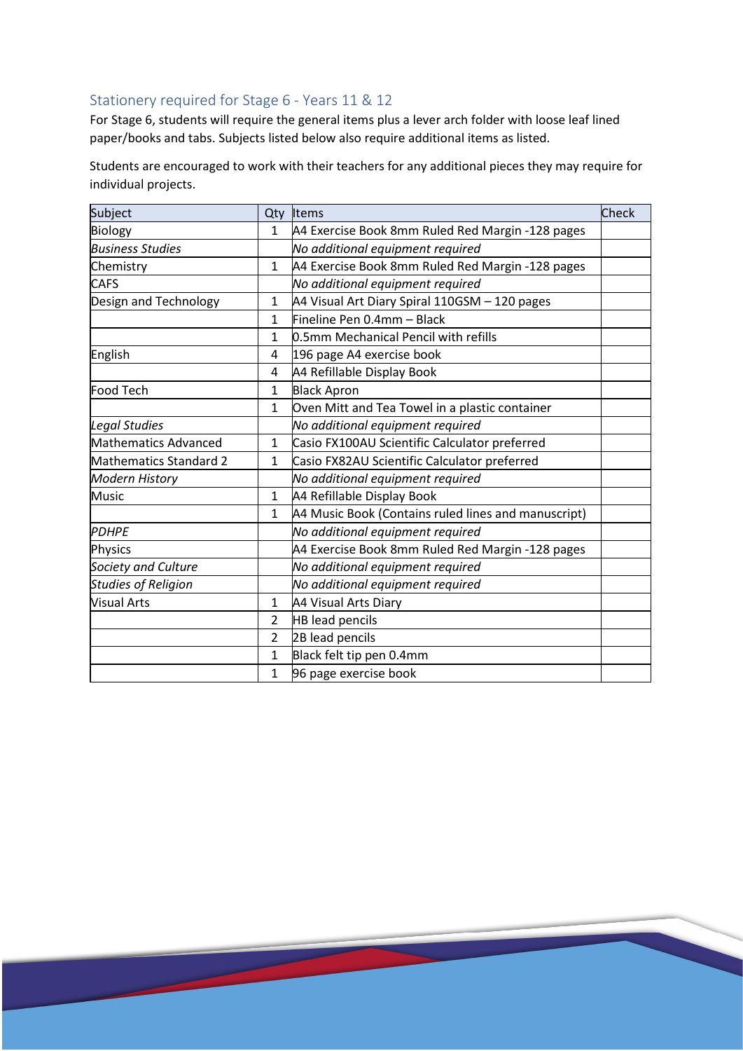## Stationery required for Stage 6 - Years 11 & 12

For Stage 6, students will require the general items plus a lever arch folder with loose leaf lined paper/books and tabs. Subjects listed below also require additional items as listed.

Students are encouraged to work with their teachers for any additional pieces they may require for individual projects.

| Subject | Qty | Items | Check |
|---|---|---|---|
| Biology | 1 | A4 Exercise Book 8mm Ruled Red Margin -128 pages | |
| *Business Studies* | | *No additional equipment required* | |
| Chemistry | 1 | A4 Exercise Book 8mm Ruled Red Margin -128 pages | |
| CAFS | | *No additional equipment required* | |
| Design and Technology | 1 | A4 Visual Art Diary Spiral 110GSM – 120 pages | |
| | 1 | Fineline Pen 0.4mm – Black | |
| | 1 | 0.5mm Mechanical Pencil with refills | |
| English | 4 | 196 page A4 exercise book | |
| | 4 | A4 Refillable Display Book | |
| Food Tech | 1 | Black Apron | |
| | 1 | Oven Mitt and Tea Towel in a plastic container | |
| *Legal Studies* | | *No additional equipment required* | |
| Mathematics Advanced | 1 | Casio FX100AU Scientific Calculator preferred | |
| Mathematics Standard 2 | 1 | Casio FX82AU Scientific Calculator preferred | |
| *Modern History* | | *No additional equipment required* | |
| Music | 1 | A4 Refillable Display Book | |
| | 1 | A4 Music Book (Contains ruled lines and manuscript) | |
| *PDHPE* | | *No additional equipment required* | |
| Physics | | A4 Exercise Book 8mm Ruled Red Margin -128 pages | |
| *Society and Culture* | | *No additional equipment required* | |
| *Studies of Religion* | | *No additional equipment required* | |
| Visual Arts | 1 | A4 Visual Arts Diary | |
| | 2 | HB lead pencils | |
| | 2 | 2B lead pencils | |
| | 1 | Black felt tip pen 0.4mm | |
| | 1 | 96 page exercise book | |